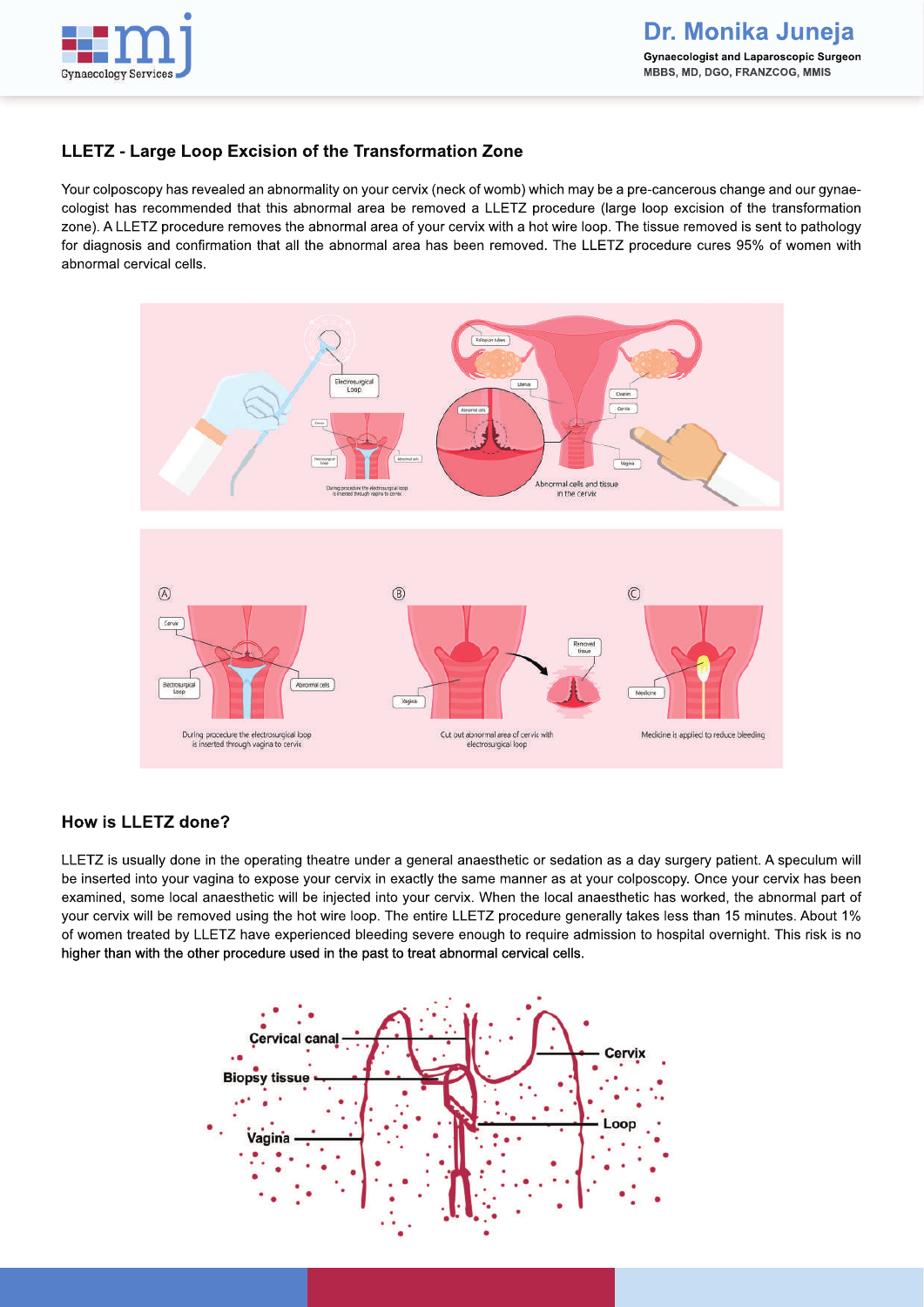## LLETZ - Large Loop Excision of the Transformation Zone

Your colposcopy has revealed an abnormality on your cervix (neck of womb) which may be a pre-cancerous change and our gynaecologist has recommended that this abnormal area be removed a LLETZ procedure (large loop excision of the transformation zone). A LLETZ procedure removes the abnormal area of your cervix with a hot wire loop. The tissue removed is sent to pathology for diagnosis and confirmation that all the abnormal area has been removed. The LLETZ procedure cures 95% of women with abnormal cervical cells.

Electrosurgical Loop

During procedure the electrosurgical loop is inserted through vagina to cervix

Fallopian tubes

Uterus

Ovaries

Cervix

Vagina

Abnormal cells

Abnormal cells and tissue in the cervix

(A)

Cervix

Electrosurgical Loop

Abnormal cells

During procedure the electrosurgical loop is inserted through vagina to cervix

(B)

Removed tissue

Vagina

Cut out abnormal area of cervix with electrosurgical loop

(C)

Medicine

Medicine is applied to reduce bleeding

## How is LLETZ done?

LLETZ is usually done in the operating theatre under a general anaesthetic or sedation as a day surgery patient. A speculum will be inserted into your vagina to expose your cervix in exactly the same manner as at your colposcopy. Once your cervix has been examined, some local anaesthetic will be injected into your cervix. When the local anaesthetic has worked, the abnormal part of your cervix will be removed using the hot wire loop. The entire LLETZ procedure generally takes less than 15 minutes. About 1% of women treated by LLETZ have experienced bleeding severe enough to require admission to hospital overnight. This risk is no higher than with the other procedure used in the past to treat abnormal cervical cells.

Cervical canal

Biopsy tissue

Vagina

Cervix

Loop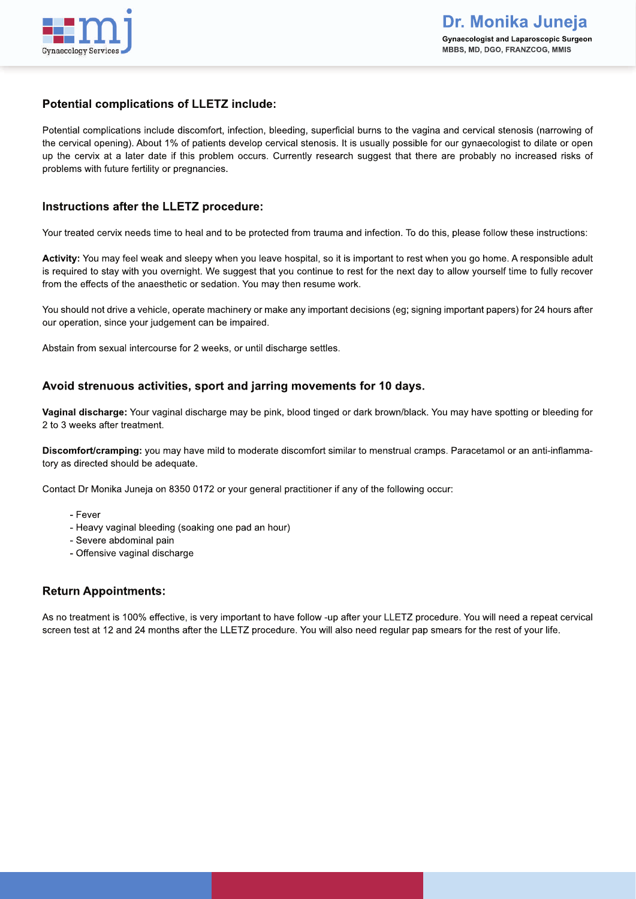## Potential complications of LLETZ include:

Potential complications include discomfort, infection, bleeding, superficial burns to the vagina and cervical stenosis (narrowing of the cervical opening). About 1% of patients develop cervical stenosis. It is usually possible for our gynaecologist to dilate or open up the cervix at a later date if this problem occurs. Currently research suggest that there are probably no increased risks of problems with future fertility or pregnancies.

## Instructions after the LLETZ procedure:

Your treated cervix needs time to heal and to be protected from trauma and infection. To do this, please follow these instructions:

**Activity:** You may feel weak and sleepy when you leave hospital, so it is important to rest when you go home. A responsible adult is required to stay with you overnight. We suggest that you continue to rest for the next day to allow yourself time to fully recover from the effects of the anaesthetic or sedation. You may then resume work.

You should not drive a vehicle, operate machinery or make any important decisions (eg; signing important papers) for 24 hours after our operation, since your judgement can be impaired.

Abstain from sexual intercourse for 2 weeks, or until discharge settles.

## Avoid strenuous activities, sport and jarring movements for 10 days.

**Vaginal discharge:** Your vaginal discharge may be pink, blood tinged or dark brown/black. You may have spotting or bleeding for 2 to 3 weeks after treatment.

**Discomfort/cramping:** you may have mild to moderate discomfort similar to menstrual cramps. Paracetamol or an anti-inflammatory as directed should be adequate.

Contact Dr Monika Juneja on 8350 0172 or your general practitioner if any of the following occur:

- Fever
- Heavy vaginal bleeding (soaking one pad an hour)
- Severe abdominal pain
- Offensive vaginal discharge

## Return Appointments:

As no treatment is 100% effective, is very important to have follow -up after your LLETZ procedure. You will need a repeat cervical screen test at 12 and 24 months after the LLETZ procedure. You will also need regular pap smears for the rest of your life.